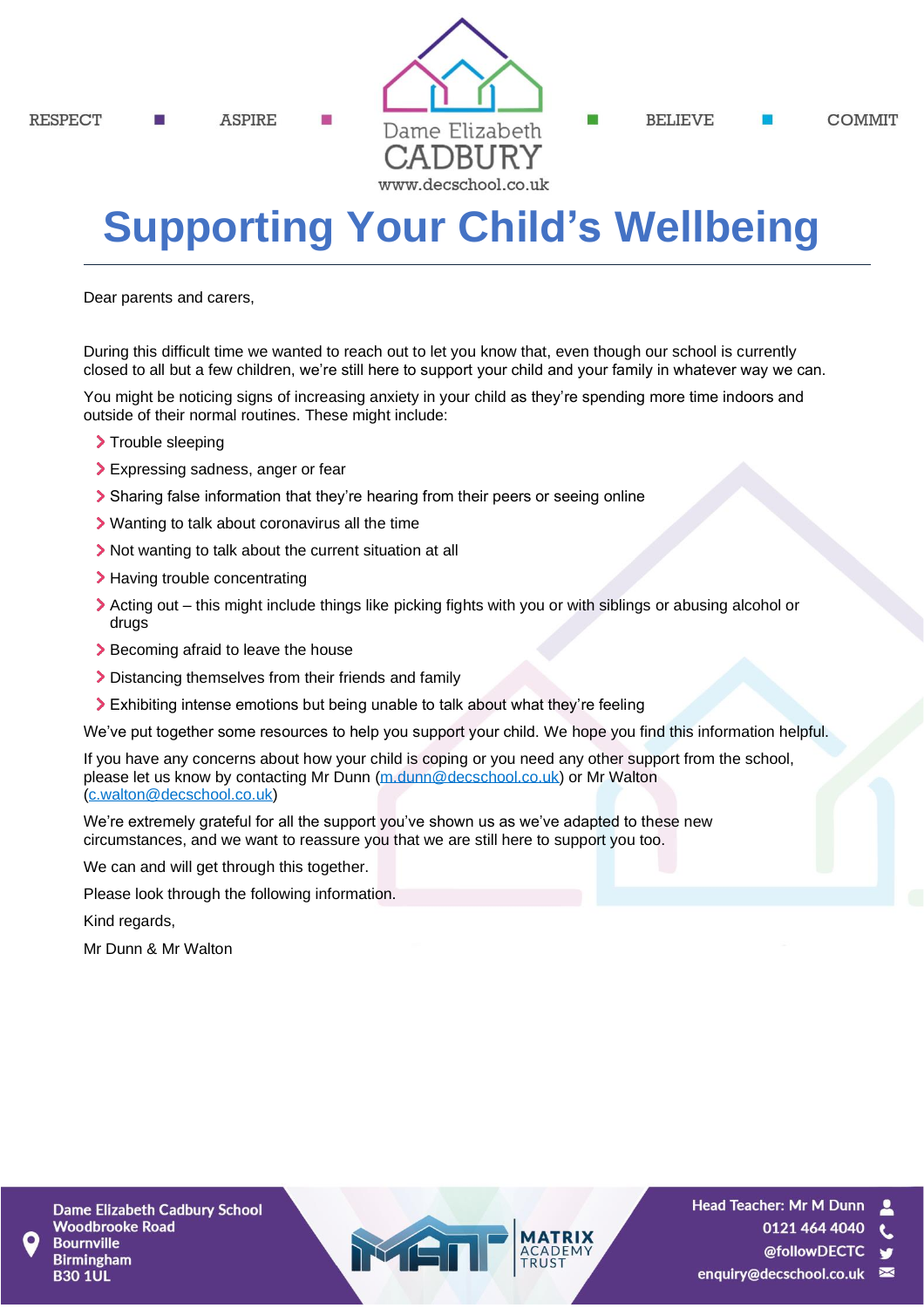RESPECT ■ ASPIRE ■ Dame Elizabeth CADBURY www.decschool.co.uk ■ BELIEVE ■ COMMIT

# Supporting Your Child's Wellbeing

Dear parents and carers,

During this difficult time we wanted to reach out to let you know that, even though our school is currently closed to all but a few children, we're still here to support your child and your family in whatever way we can.

You might be noticing signs of increasing anxiety in your child as they're spending more time indoors and outside of their normal routines. These might include:

- Trouble sleeping
- Expressing sadness, anger or fear
- Sharing false information that they're hearing from their peers or seeing online
- Wanting to talk about coronavirus all the time
- Not wanting to talk about the current situation at all
- Having trouble concentrating
- Acting out – this might include things like picking fights with you or with siblings or abusing alcohol or drugs
- Becoming afraid to leave the house
- Distancing themselves from their friends and family
- Exhibiting intense emotions but being unable to talk about what they're feeling

We've put together some resources to help you support your child. We hope you find this information helpful.

If you have any concerns about how your child is coping or you need any other support from the school, please let us know by contacting Mr Dunn (m.dunn@decschool.co.uk) or Mr Walton (c.walton@decschool.co.uk)

We're extremely grateful for all the support you've shown us as we've adapted to these new circumstances, and we want to reassure you that we are still here to support you too.

We can and will get through this together.

Please look through the following information.

Kind regards,

Mr Dunn & Mr Walton

Dame Elizabeth Cadbury School
Woodbrooke Road
Bournville
Birmingham
B30 1UL

MATRIX ACADEMY TRUST

Head Teacher: Mr M Dunn
0121 464 4040
@followDECTC
enquiry@decschool.co.uk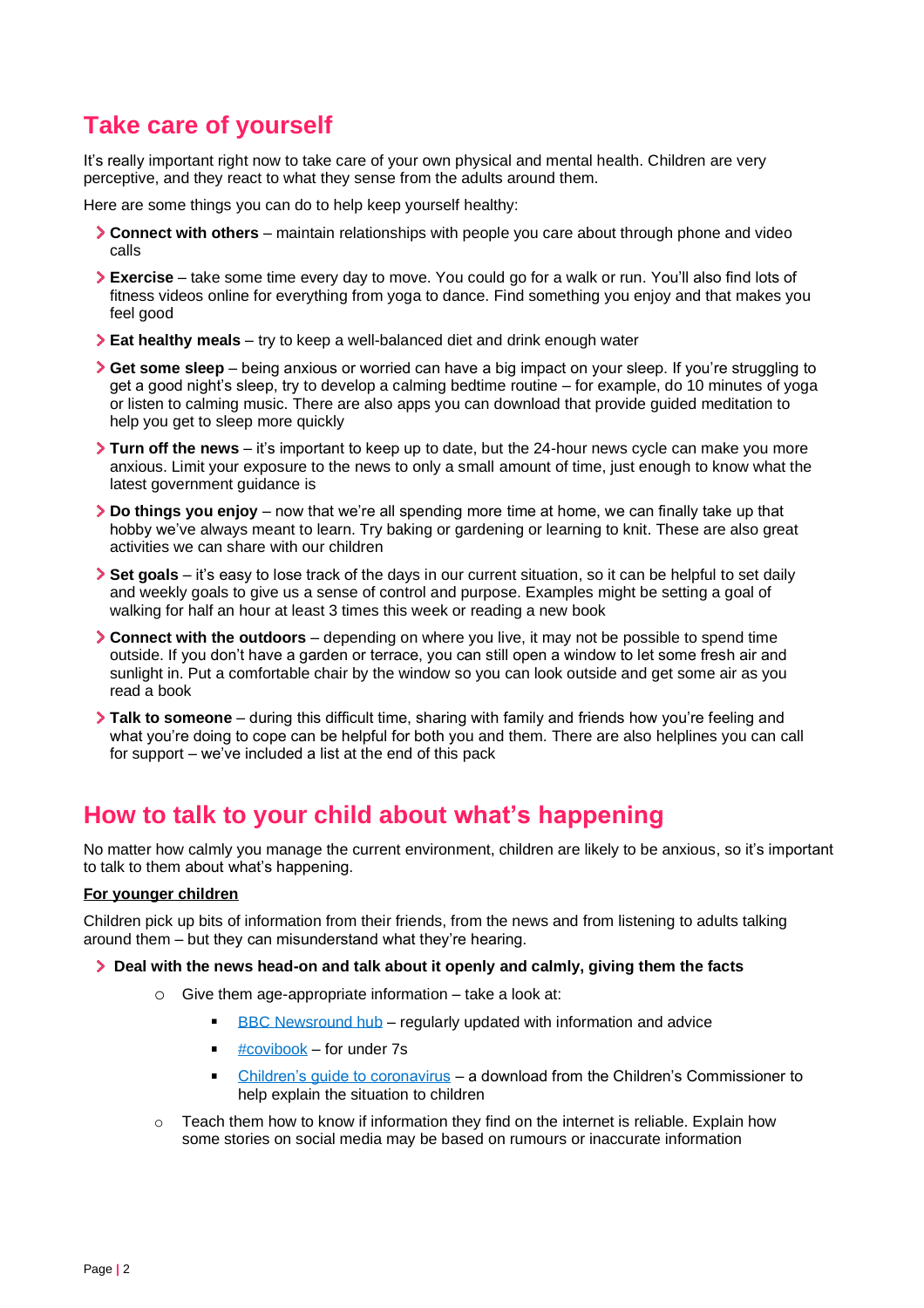## Take care of yourself

It's really important right now to take care of your own physical and mental health. Children are very perceptive, and they react to what they sense from the adults around them.

Here are some things you can do to help keep yourself healthy:

- **Connect with others** – maintain relationships with people you care about through phone and video calls
- **Exercise** – take some time every day to move. You could go for a walk or run. You'll also find lots of fitness videos online for everything from yoga to dance. Find something you enjoy and that makes you feel good
- **Eat healthy meals** – try to keep a well-balanced diet and drink enough water
- **Get some sleep** – being anxious or worried can have a big impact on your sleep. If you're struggling to get a good night's sleep, try to develop a calming bedtime routine – for example, do 10 minutes of yoga or listen to calming music. There are also apps you can download that provide guided meditation to help you get to sleep more quickly
- **Turn off the news** – it's important to keep up to date, but the 24-hour news cycle can make you more anxious. Limit your exposure to the news to only a small amount of time, just enough to know what the latest government guidance is
- **Do things you enjoy** – now that we're all spending more time at home, we can finally take up that hobby we've always meant to learn. Try baking or gardening or learning to knit. These are also great activities we can share with our children
- **Set goals** – it's easy to lose track of the days in our current situation, so it can be helpful to set daily and weekly goals to give us a sense of control and purpose. Examples might be setting a goal of walking for half an hour at least 3 times this week or reading a new book
- **Connect with the outdoors** – depending on where you live, it may not be possible to spend time outside. If you don't have a garden or terrace, you can still open a window to let some fresh air and sunlight in. Put a comfortable chair by the window so you can look outside and get some air as you read a book
- **Talk to someone** – during this difficult time, sharing with family and friends how you're feeling and what you're doing to cope can be helpful for both you and them. There are also helplines you can call for support – we've included a list at the end of this pack

## How to talk to your child about what's happening

No matter how calmly you manage the current environment, children are likely to be anxious, so it's important to talk to them about what's happening.

**For younger children**

Children pick up bits of information from their friends, from the news and from listening to adults talking around them – but they can misunderstand what they're hearing.

- **Deal with the news head-on and talk about it openly and calmly, giving them the facts**
  - Give them age-appropriate information – take a look at:
    - BBC Newsround hub – regularly updated with information and advice
    - #covibook – for under 7s
    - Children's guide to coronavirus – a download from the Children's Commissioner to help explain the situation to children
  - Teach them how to know if information they find on the internet is reliable. Explain how some stories on social media may be based on rumours or inaccurate information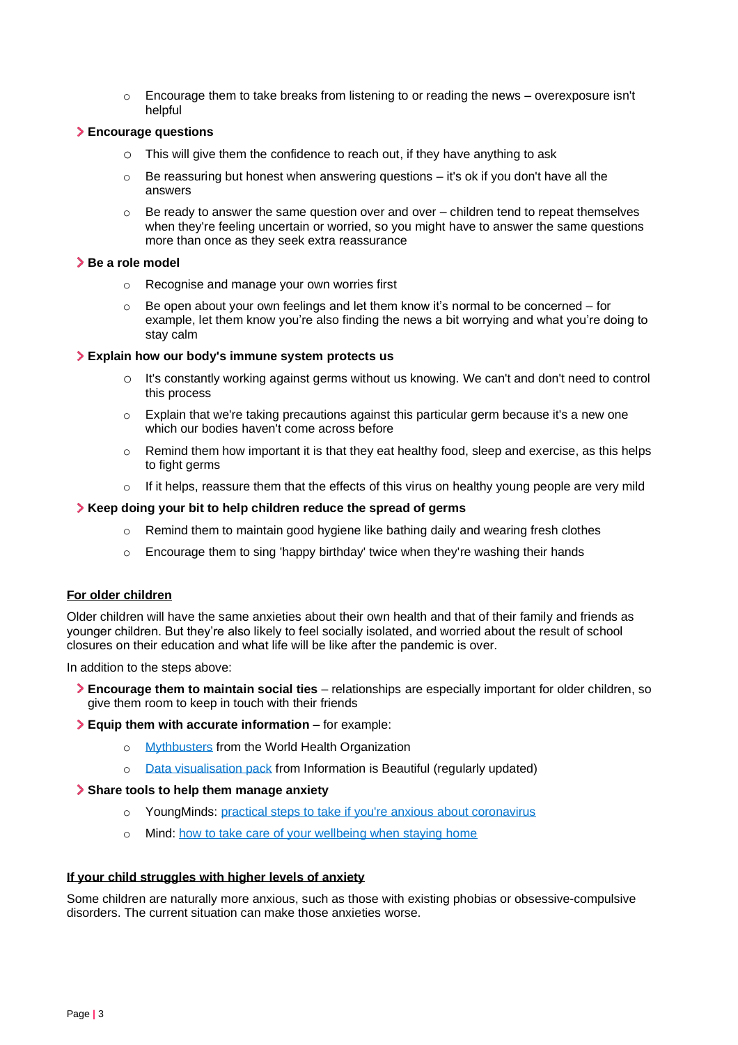- Encourage them to take breaks from listening to or reading the news – overexposure isn't helpful

- **Encourage questions**
    - This will give them the confidence to reach out, if they have anything to ask
    - Be reassuring but honest when answering questions – it's ok if you don't have all the answers
    - Be ready to answer the same question over and over – children tend to repeat themselves when they're feeling uncertain or worried, so you might have to answer the same questions more than once as they seek extra reassurance

- **Be a role model**
    - Recognise and manage your own worries first
    - Be open about your own feelings and let them know it's normal to be concerned – for example, let them know you're also finding the news a bit worrying and what you're doing to stay calm

- **Explain how our body's immune system protects us**
    - It's constantly working against germs without us knowing. We can't and don't need to control this process
    - Explain that we're taking precautions against this particular germ because it's a new one which our bodies haven't come across before
    - Remind them how important it is that they eat healthy food, sleep and exercise, as this helps to fight germs
    - If it helps, reassure them that the effects of this virus on healthy young people are very mild

- **Keep doing your bit to help children reduce the spread of germs**
    - Remind them to maintain good hygiene like bathing daily and wearing fresh clothes
    - Encourage them to sing 'happy birthday' twice when they're washing their hands

**<u>For older children</u>**

Older children will have the same anxieties about their own health and that of their family and friends as younger children. But they're also likely to feel socially isolated, and worried about the result of school closures on their education and what life will be like after the pandemic is over.

In addition to the steps above:

- **Encourage them to maintain social ties** – relationships are especially important for older children, so give them room to keep in touch with their friends
- **Equip them with accurate information** – for example:
    - Mythbusters from the World Health Organization
    - Data visualisation pack from Information is Beautiful (regularly updated)
- **Share tools to help them manage anxiety**
    - YoungMinds: practical steps to take if you're anxious about coronavirus
    - Mind: how to take care of your wellbeing when staying home

**<u>If your child struggles with higher levels of anxiety</u>**

Some children are naturally more anxious, such as those with existing phobias or obsessive-compulsive disorders. The current situation can make those anxieties worse.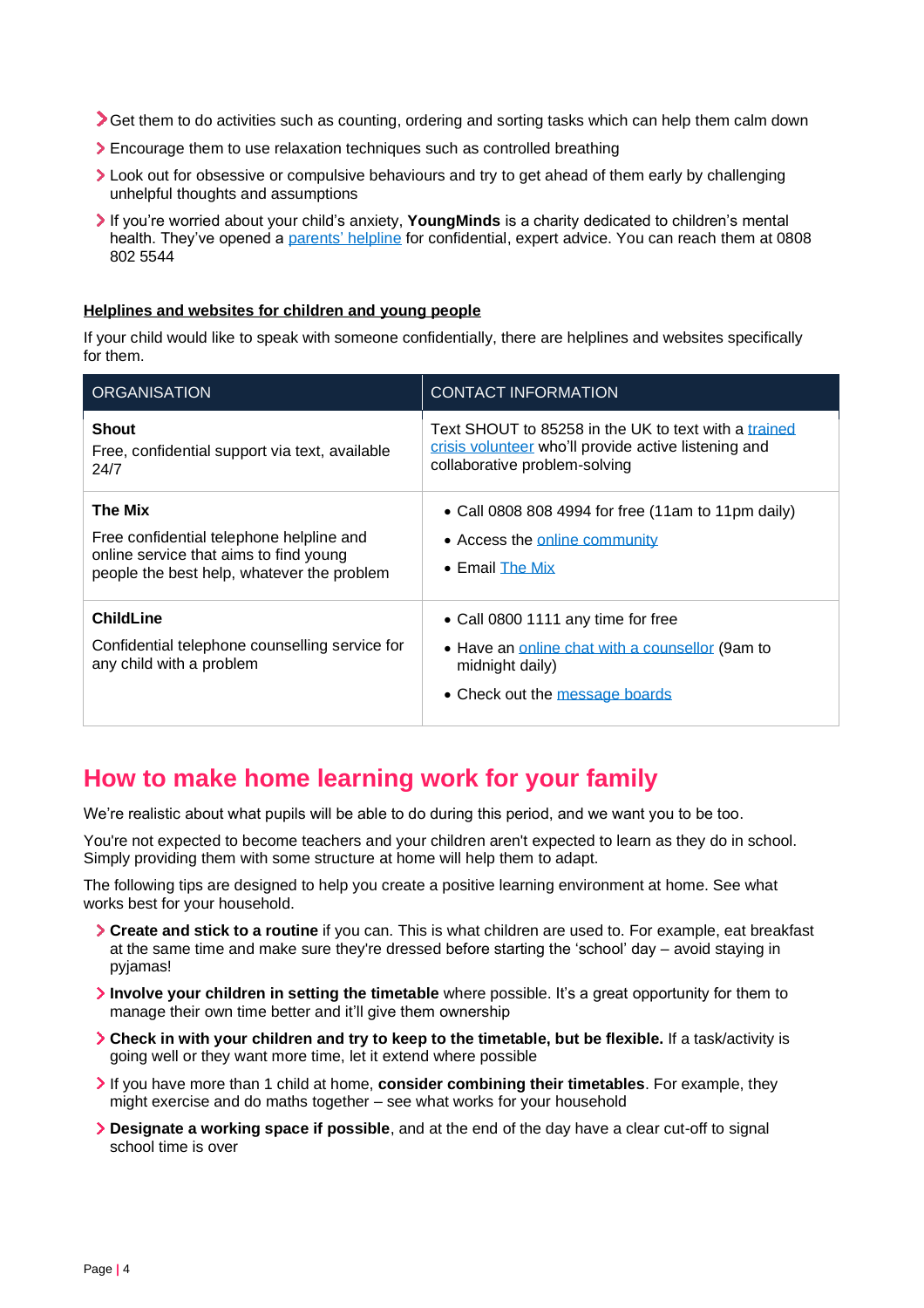- Get them to do activities such as counting, ordering and sorting tasks which can help them calm down
- Encourage them to use relaxation techniques such as controlled breathing
- Look out for obsessive or compulsive behaviours and try to get ahead of them early by challenging unhelpful thoughts and assumptions
- If you're worried about your child's anxiety, **YoungMinds** is a charity dedicated to children's mental health. They've opened a parents' helpline for confidential, expert advice. You can reach them at 0808 802 5544

### Helplines and websites for children and young people

If your child would like to speak with someone confidentially, there are helplines and websites specifically for them.

| ORGANISATION | CONTACT INFORMATION |
|---|---|
| **Shout**<br>Free, confidential support via text, available 24/7 | Text SHOUT to 85258 in the UK to text with a trained crisis volunteer who'll provide active listening and collaborative problem-solving |
| **The Mix**<br>Free confidential telephone helpline and online service that aims to find young people the best help, whatever the problem | • Call 0808 808 4994 for free (11am to 11pm daily)<br>• Access the online community<br>• Email The Mix |
| **ChildLine**<br>Confidential telephone counselling service for any child with a problem | • Call 0800 1111 any time for free<br>• Have an online chat with a counsellor (9am to midnight daily)<br>• Check out the message boards |

## How to make home learning work for your family

We're realistic about what pupils will be able to do during this period, and we want you to be too.

You're not expected to become teachers and your children aren't expected to learn as they do in school. Simply providing them with some structure at home will help them to adapt.

The following tips are designed to help you create a positive learning environment at home. See what works best for your household.

- **Create and stick to a routine** if you can. This is what children are used to. For example, eat breakfast at the same time and make sure they're dressed before starting the 'school' day – avoid staying in pyjamas!
- **Involve your children in setting the timetable** where possible. It's a great opportunity for them to manage their own time better and it'll give them ownership
- **Check in with your children and try to keep to the timetable, but be flexible.** If a task/activity is going well or they want more time, let it extend where possible
- If you have more than 1 child at home, **consider combining their timetables**. For example, they might exercise and do maths together – see what works for your household
- **Designate a working space if possible**, and at the end of the day have a clear cut-off to signal school time is over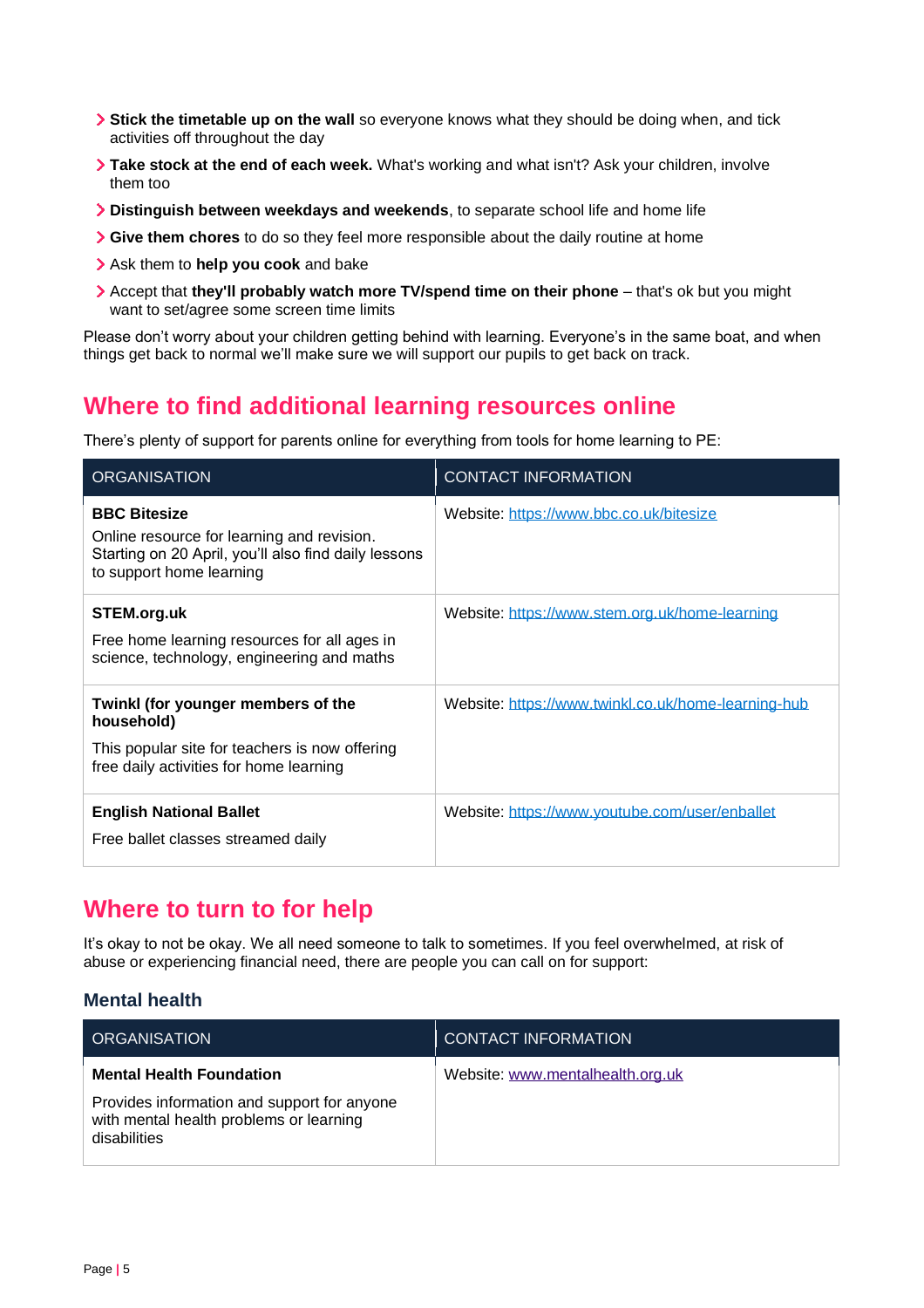- **Stick the timetable up on the wall** so everyone knows what they should be doing when, and tick activities off throughout the day
- **Take stock at the end of each week.** What's working and what isn't? Ask your children, involve them too
- **Distinguish between weekdays and weekends**, to separate school life and home life
- **Give them chores** to do so they feel more responsible about the daily routine at home
- Ask them to **help you cook** and bake
- Accept that **they'll probably watch more TV/spend time on their phone** – that's ok but you might want to set/agree some screen time limits

Please don't worry about your children getting behind with learning. Everyone's in the same boat, and when things get back to normal we'll make sure we will support our pupils to get back on track.

## Where to find additional learning resources online

There's plenty of support for parents online for everything from tools for home learning to PE:

| ORGANISATION | CONTACT INFORMATION |
|---|---|
| **BBC Bitesize**<br>Online resource for learning and revision. Starting on 20 April, you'll also find daily lessons to support home learning | Website: https://www.bbc.co.uk/bitesize |
| **STEM.org.uk**<br>Free home learning resources for all ages in science, technology, engineering and maths | Website: https://www.stem.org.uk/home-learning |
| **Twinkl (for younger members of the household)**<br>This popular site for teachers is now offering free daily activities for home learning | Website: https://www.twinkl.co.uk/home-learning-hub |
| **English National Ballet**<br>Free ballet classes streamed daily | Website: https://www.youtube.com/user/enballet |

## Where to turn to for help

It's okay to not be okay. We all need someone to talk to sometimes. If you feel overwhelmed, at risk of abuse or experiencing financial need, there are people you can call on for support:

### Mental health

| ORGANISATION | CONTACT INFORMATION |
|---|---|
| **Mental Health Foundation**<br>Provides information and support for anyone with mental health problems or learning disabilities | Website: www.mentalhealth.org.uk |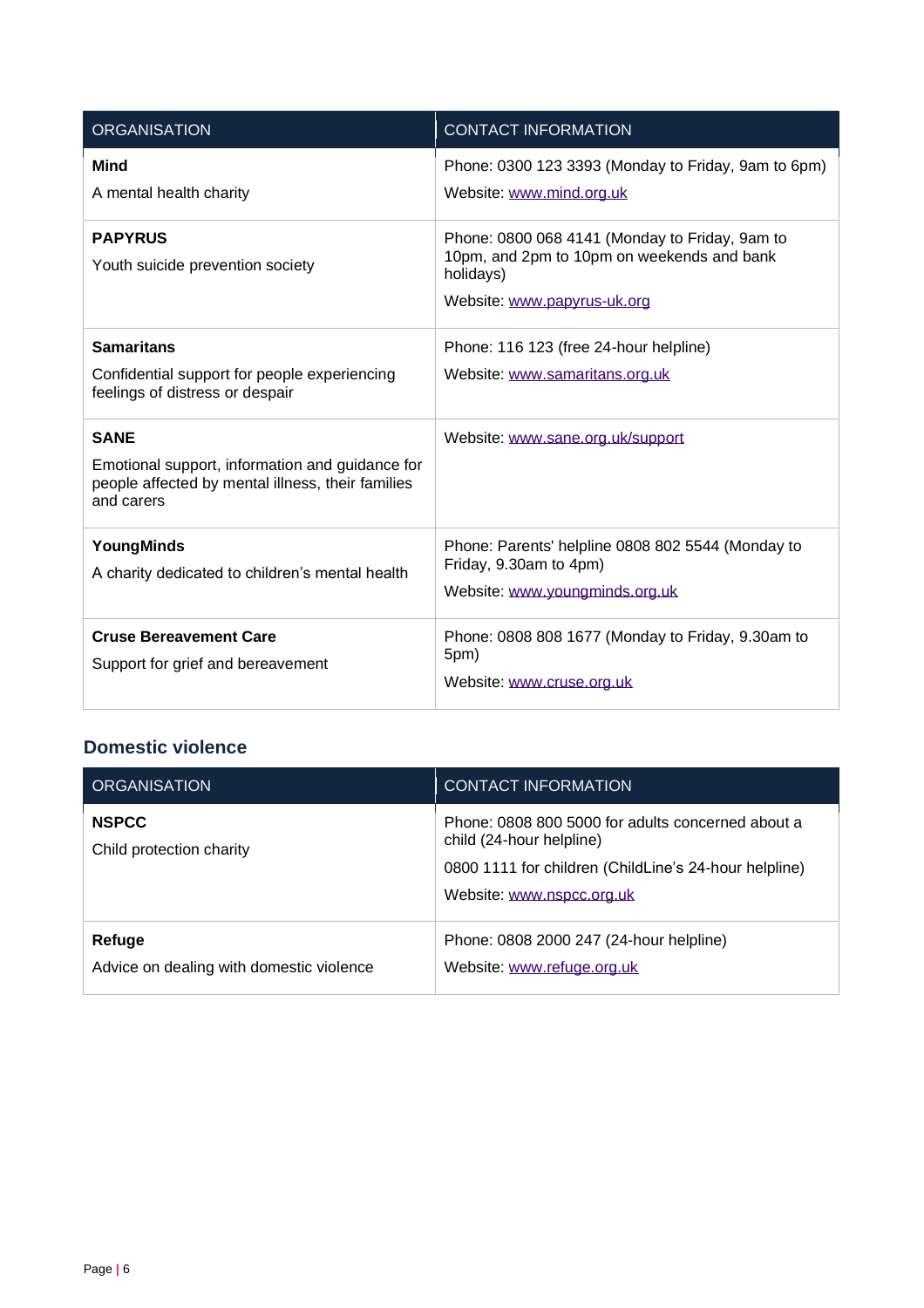| ORGANISATION | CONTACT INFORMATION |
|---|---|
| **Mind**<br>A mental health charity | Phone: 0300 123 3393 (Monday to Friday, 9am to 6pm)<br>Website: www.mind.org.uk |
| **PAPYRUS**<br>Youth suicide prevention society | Phone: 0800 068 4141 (Monday to Friday, 9am to 10pm, and 2pm to 10pm on weekends and bank holidays)<br>Website: www.papyrus-uk.org |
| **Samaritans**<br>Confidential support for people experiencing feelings of distress or despair | Phone: 116 123 (free 24-hour helpline)<br>Website: www.samaritans.org.uk |
| **SANE**<br>Emotional support, information and guidance for people affected by mental illness, their families and carers | Website: www.sane.org.uk/support |
| **YoungMinds**<br>A charity dedicated to children's mental health | Phone: Parents' helpline 0808 802 5544 (Monday to Friday, 9.30am to 4pm)<br>Website: www.youngminds.org.uk |
| **Cruse Bereavement Care**<br>Support for grief and bereavement | Phone: 0808 808 1677 (Monday to Friday, 9.30am to 5pm)<br>Website: www.cruse.org.uk |

## Domestic violence

| ORGANISATION | CONTACT INFORMATION |
|---|---|
| **NSPCC**<br>Child protection charity | Phone: 0808 800 5000 for adults concerned about a child (24-hour helpline)<br>0800 1111 for children (ChildLine's 24-hour helpline)<br>Website: www.nspcc.org.uk |
| **Refuge**<br>Advice on dealing with domestic violence | Phone: 0808 2000 247 (24-hour helpline)<br>Website: www.refuge.org.uk |